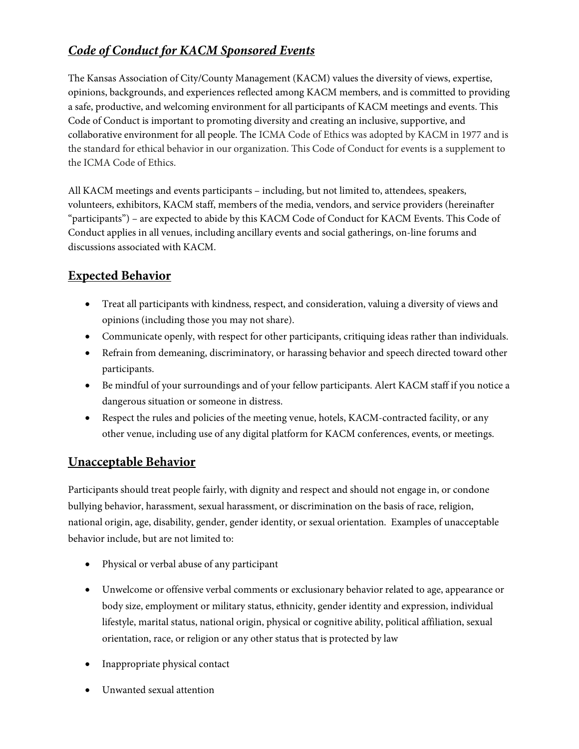# ***Code of Conduct for KACM Sponsored Events***

The Kansas Association of City/County Management (KACM) values the diversity of views, expertise, opinions, backgrounds, and experiences reflected among KACM members, and is committed to providing a safe, productive, and welcoming environment for all participants of KACM meetings and events. This Code of Conduct is important to promoting diversity and creating an inclusive, supportive, and collaborative environment for all people. The ICMA Code of Ethics was adopted by KACM in 1977 and is the standard for ethical behavior in our organization. This Code of Conduct for events is a supplement to the ICMA Code of Ethics.

All KACM meetings and events participants – including, but not limited to, attendees, speakers, volunteers, exhibitors, KACM staff, members of the media, vendors, and service providers (hereinafter "participants") – are expected to abide by this KACM Code of Conduct for KACM Events. This Code of Conduct applies in all venues, including ancillary events and social gatherings, on-line forums and discussions associated with KACM.

## Expected Behavior

- Treat all participants with kindness, respect, and consideration, valuing a diversity of views and opinions (including those you may not share).
- Communicate openly, with respect for other participants, critiquing ideas rather than individuals.
- Refrain from demeaning, discriminatory, or harassing behavior and speech directed toward other participants.
- Be mindful of your surroundings and of your fellow participants. Alert KACM staff if you notice a dangerous situation or someone in distress.
- Respect the rules and policies of the meeting venue, hotels, KACM-contracted facility, or any other venue, including use of any digital platform for KACM conferences, events, or meetings.

## Unacceptable Behavior

Participants should treat people fairly, with dignity and respect and should not engage in, or condone bullying behavior, harassment, sexual harassment, or discrimination on the basis of race, religion, national origin, age, disability, gender, gender identity, or sexual orientation. Examples of unacceptable behavior include, but are not limited to:

- Physical or verbal abuse of any participant
- Unwelcome or offensive verbal comments or exclusionary behavior related to age, appearance or body size, employment or military status, ethnicity, gender identity and expression, individual lifestyle, marital status, national origin, physical or cognitive ability, political affiliation, sexual orientation, race, or religion or any other status that is protected by law
- Inappropriate physical contact
- Unwanted sexual attention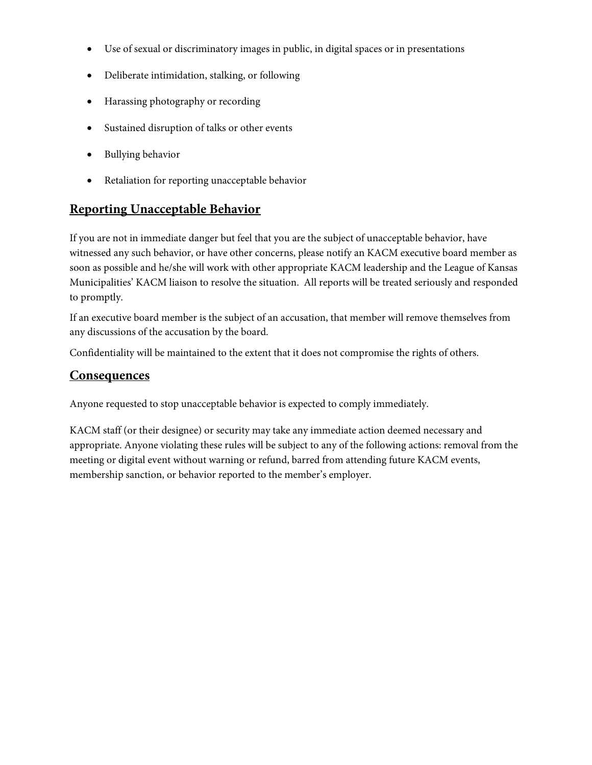- Use of sexual or discriminatory images in public, in digital spaces or in presentations
- Deliberate intimidation, stalking, or following
- Harassing photography or recording
- Sustained disruption of talks or other events
- Bullying behavior
- Retaliation for reporting unacceptable behavior

## Reporting Unacceptable Behavior

If you are not in immediate danger but feel that you are the subject of unacceptable behavior, have witnessed any such behavior, or have other concerns, please notify an KACM executive board member as soon as possible and he/she will work with other appropriate KACM leadership and the League of Kansas Municipalities' KACM liaison to resolve the situation. All reports will be treated seriously and responded to promptly.

If an executive board member is the subject of an accusation, that member will remove themselves from any discussions of the accusation by the board.

Confidentiality will be maintained to the extent that it does not compromise the rights of others.

## Consequences

Anyone requested to stop unacceptable behavior is expected to comply immediately.

KACM staff (or their designee) or security may take any immediate action deemed necessary and appropriate. Anyone violating these rules will be subject to any of the following actions: removal from the meeting or digital event without warning or refund, barred from attending future KACM events, membership sanction, or behavior reported to the member's employer.